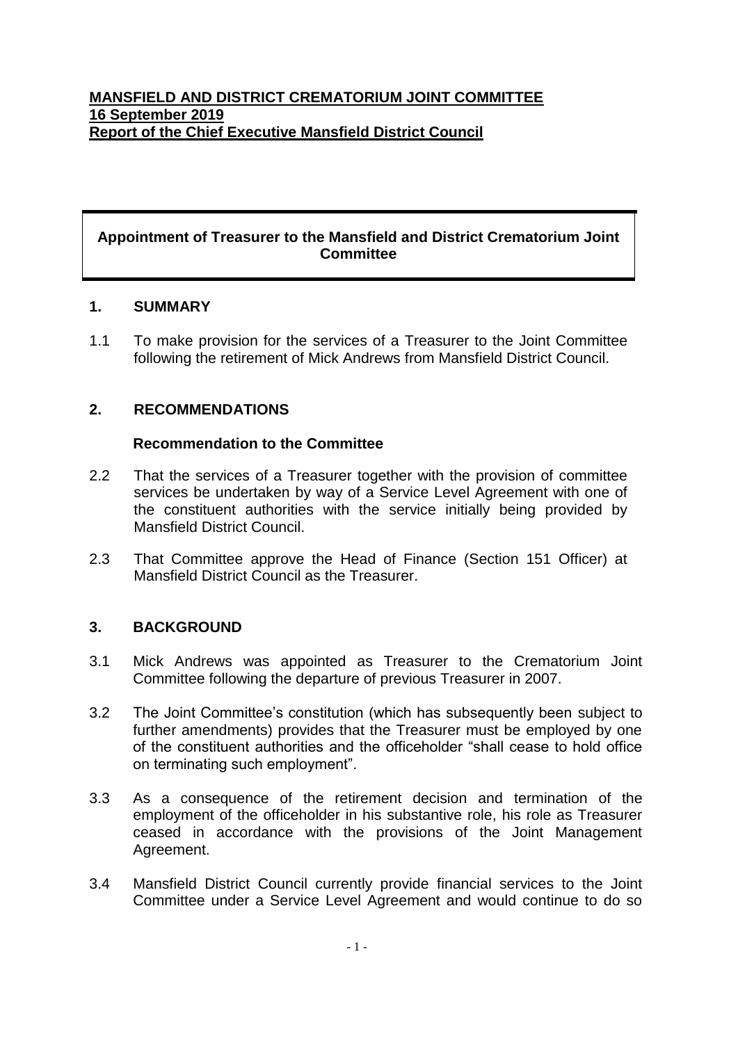**MANSFIELD AND DISTRICT CREMATORIUM JOINT COMMITTEE**
**16 September 2019**
**Report of the Chief Executive Mansfield District Council**

## Appointment of Treasurer to the Mansfield and District Crematorium Joint Committee

### 1. SUMMARY

1.1 To make provision for the services of a Treasurer to the Joint Committee following the retirement of Mick Andrews from Mansfield District Council.

### 2. RECOMMENDATIONS

**Recommendation to the Committee**

2.2 That the services of a Treasurer together with the provision of committee services be undertaken by way of a Service Level Agreement with one of the constituent authorities with the service initially being provided by Mansfield District Council.

2.3 That Committee approve the Head of Finance (Section 151 Officer) at Mansfield District Council as the Treasurer.

### 3. BACKGROUND

3.1 Mick Andrews was appointed as Treasurer to the Crematorium Joint Committee following the departure of previous Treasurer in 2007.

3.2 The Joint Committee's constitution (which has subsequently been subject to further amendments) provides that the Treasurer must be employed by one of the constituent authorities and the officeholder "shall cease to hold office on terminating such employment".

3.3 As a consequence of the retirement decision and termination of the employment of the officeholder in his substantive role, his role as Treasurer ceased in accordance with the provisions of the Joint Management Agreement.

3.4 Mansfield District Council currently provide financial services to the Joint Committee under a Service Level Agreement and would continue to do so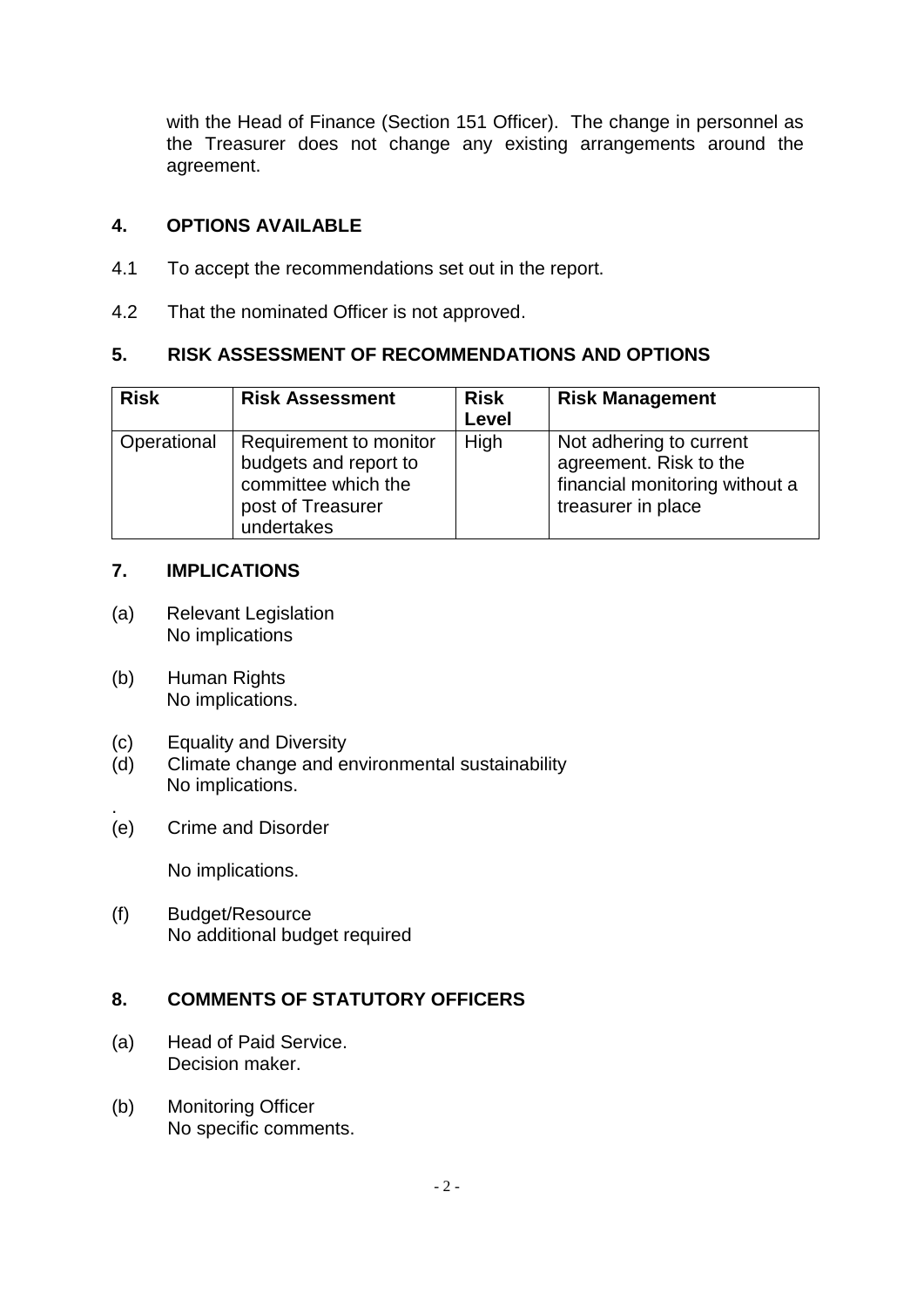with the Head of Finance (Section 151 Officer). The change in personnel as the Treasurer does not change any existing arrangements around the agreement.

## 4. OPTIONS AVAILABLE

4.1 To accept the recommendations set out in the report.

4.2 That the nominated Officer is not approved.

## 5. RISK ASSESSMENT OF RECOMMENDATIONS AND OPTIONS

| Risk | Risk Assessment | Risk Level | Risk Management |
|---|---|---|---|
| Operational | Requirement to monitor budgets and report to committee which the post of Treasurer undertakes | High | Not adhering to current agreement. Risk to the financial monitoring without a treasurer in place |

## 7. IMPLICATIONS

(a) Relevant Legislation
No implications

(b) Human Rights
No implications.

(c) Equality and Diversity
(d) Climate change and environmental sustainability
No implications.
.
(e) Crime and Disorder

No implications.

(f) Budget/Resource
No additional budget required

## 8. COMMENTS OF STATUTORY OFFICERS

(a) Head of Paid Service.
Decision maker.

(b) Monitoring Officer
No specific comments.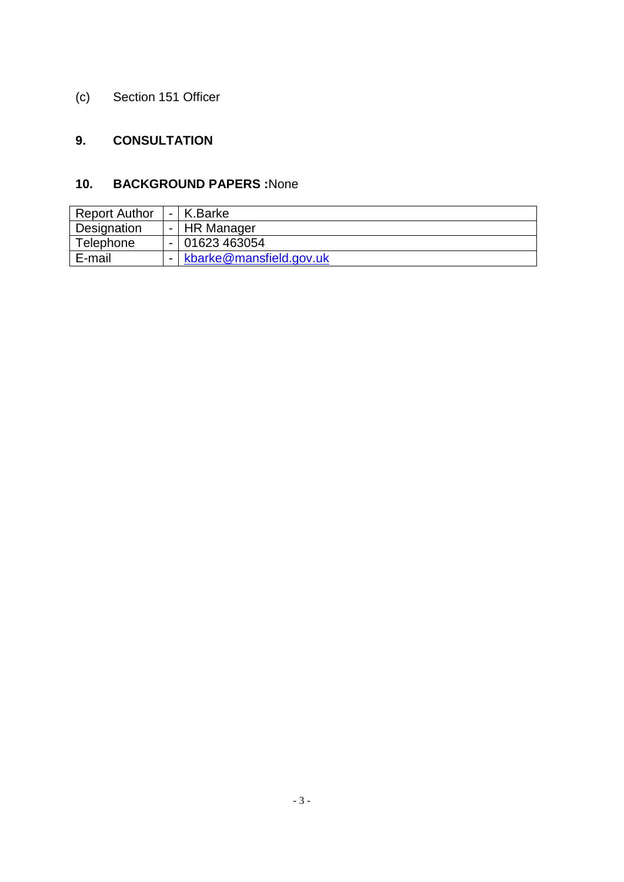(c) Section 151 Officer

## 9. CONSULTATION

## 10. BACKGROUND PAPERS :None

| | | |
|---|---|---|
| Report Author | - | K.Barke |
| Designation | - | HR Manager |
| Telephone | - | 01623 463054 |
| E-mail | - | kbarke@mansfield.gov.uk |